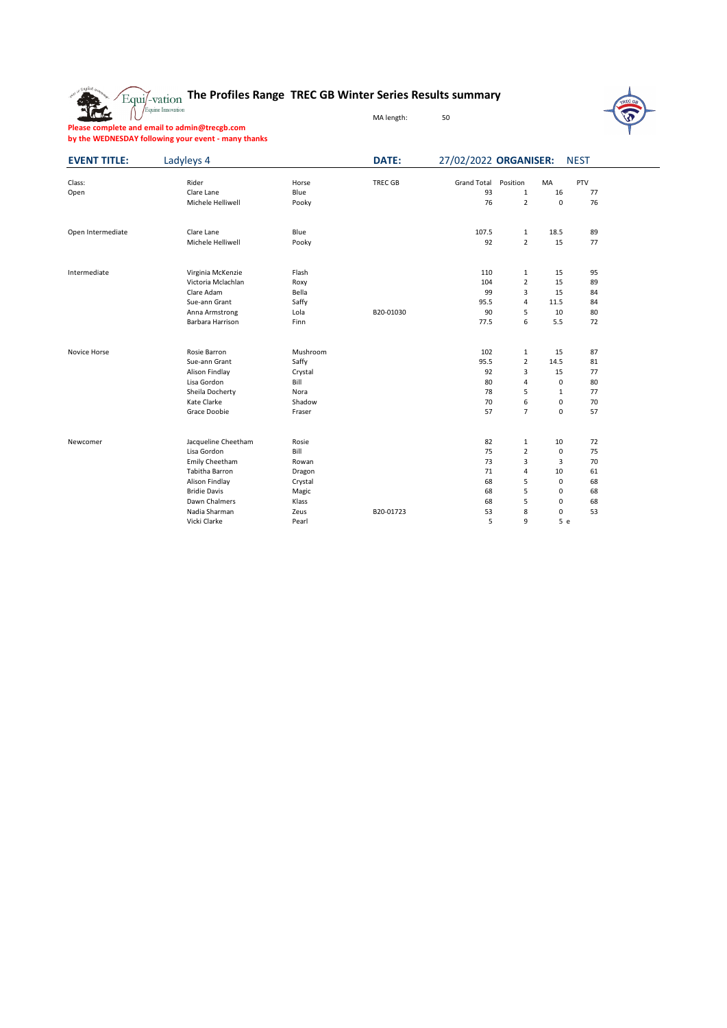# The Profiles Range TREC GB Winter Series Results summary

MA length: 50

**Please complete and email to admin@trecgb.com by the WEDNESDAY following your event - many thanks**

**EVENT TITLE:** Ladyleys 4 **DATE:** 27/02/2022 **ORGANISER:** NEST

| Class: | Rider | Horse | TREC GB | Grand Total | Position | MA | PTV |
|---|---|---|---|---|---|---|---|
| Open | Clare Lane | Blue | | 93 | 1 | 16 | 77 |
| | Michele Helliwell | Pooky | | 76 | 2 | 0 | 76 |
| Open Intermediate | Clare Lane | Blue | | 107.5 | 1 | 18.5 | 89 |
| | Michele Helliwell | Pooky | | 92 | 2 | 15 | 77 |
| Intermediate | Virginia McKenzie | Flash | | 110 | 1 | 15 | 95 |
| | Victoria Mclachlan | Roxy | | 104 | 2 | 15 | 89 |
| | Clare Adam | Bella | | 99 | 3 | 15 | 84 |
| | Sue-ann Grant | Saffy | | 95.5 | 4 | 11.5 | 84 |
| | Anna Armstrong | Lola | B20-01030 | 90 | 5 | 10 | 80 |
| | Barbara Harrison | Finn | | 77.5 | 6 | 5.5 | 72 |
| Novice Horse | Rosie Barron | Mushroom | | 102 | 1 | 15 | 87 |
| | Sue-ann Grant | Saffy | | 95.5 | 2 | 14.5 | 81 |
| | Alison Findlay | Crystal | | 92 | 3 | 15 | 77 |
| | Lisa Gordon | Bill | | 80 | 4 | 0 | 80 |
| | Sheila Docherty | Nora | | 78 | 5 | 1 | 77 |
| | Kate Clarke | Shadow | | 70 | 6 | 0 | 70 |
| | Grace Doobie | Fraser | | 57 | 7 | 0 | 57 |
| Newcomer | Jacqueline Cheetham | Rosie | | 82 | 1 | 10 | 72 |
| | Lisa Gordon | Bill | | 75 | 2 | 0 | 75 |
| | Emily Cheetham | Rowan | | 73 | 3 | 3 | 70 |
| | Tabitha Barron | Dragon | | 71 | 4 | 10 | 61 |
| | Alison Findlay | Crystal | | 68 | 5 | 0 | 68 |
| | Bridie Davis | Magic | | 68 | 5 | 0 | 68 |
| | Dawn Chalmers | Klass | | 68 | 5 | 0 | 68 |
| | Nadia Sharman | Zeus | B20-01723 | 53 | 8 | 0 | 53 |
| | Vicki Clarke | Pearl | | 5 | 9 | 5 e | |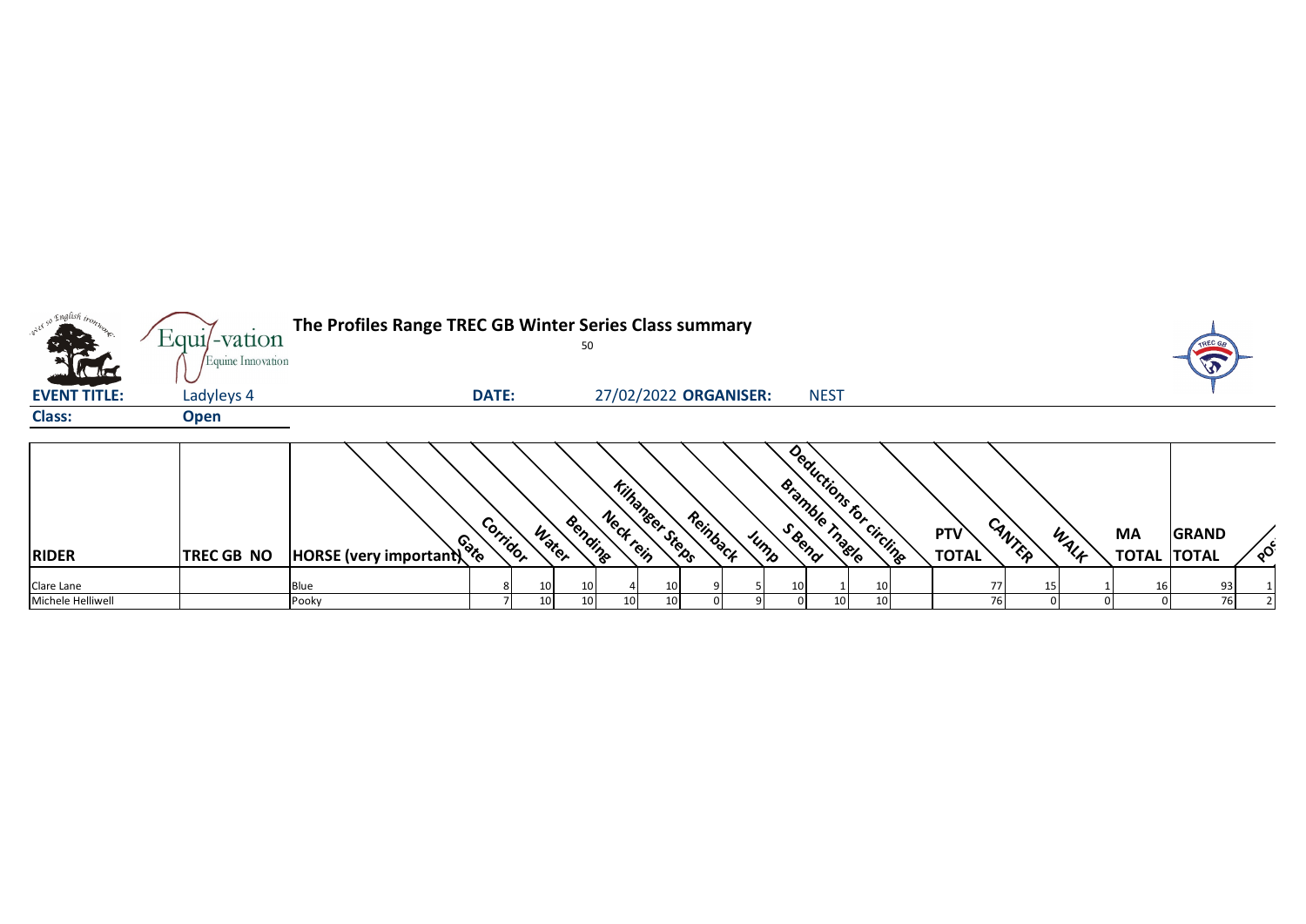# The Profiles Range TREC GB Winter Series Class summary

50

**EVENT TITLE:** Ladyleys 4 **DATE:** 27/02/2022 **ORGANISER:** NEST

**Class:** **Open**

| RIDER | TREC GB NO | HORSE (very important) | Gate | Corridor | Water | Bending | Neck rein | Kilhanger Steps | Reinback | Jump | S Bend | Bramble Tnagle | Deductions for circling | PTV TOTAL | CANTER | WALK | MA TOTAL | GRAND TOTAL | POS |
|---|---|---|---|---|---|---|---|---|---|---|---|---|---|---|---|---|---|---|---|
| Clare Lane | | Blue | 8 | 10 | 10 | 4 | 10 | 9 | 5 | 10 | 1 | 10 | | 77 | 15 | 1 | 16 | 93 | 1 |
| Michele Helliwell | | Pooky | 7 | 10 | 10 | 10 | 10 | 0 | 9 | 0 | 10 | 10 | | 76 | 0 | 0 | 0 | 76 | 2 |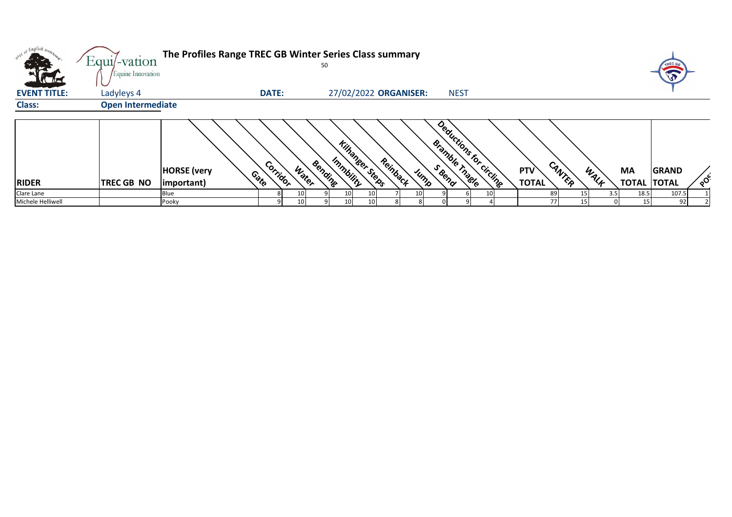# The Profiles Range TREC GB Winter Series Class summary

50

**EVENT TITLE:** Ladyleys 4 **DATE:** 27/02/2022 **ORGANISER:** NEST

**Class:** Open Intermediate

| RIDER | TREC GB NO | HORSE (very important) | Gate | Corridor | Water | Bending | Immobility | Kilhanger Steps | Reinback | Jump | S Bend | Bramble Tnagle | Deductions for circling | PTV TOTAL | CANTER | WALK | MA TOTAL | GRAND TOTAL | POS |
|---|---|---|---|---|---|---|---|---|---|---|---|---|---|---|---|---|---|---|---|
| Clare Lane | | Blue | 8 | 10 | 9 | 10 | 10 | 7 | 10 | 9 | 6 | 10 | | 89 | 15 | 3.5 | 18.5 | 107.5 | 1 |
| Michele Helliwell | | Pooky | 9 | 10 | 9 | 10 | 10 | 8 | 8 | 0 | 9 | 4 | | 77 | 15 | 0 | 15 | 92 | 2 |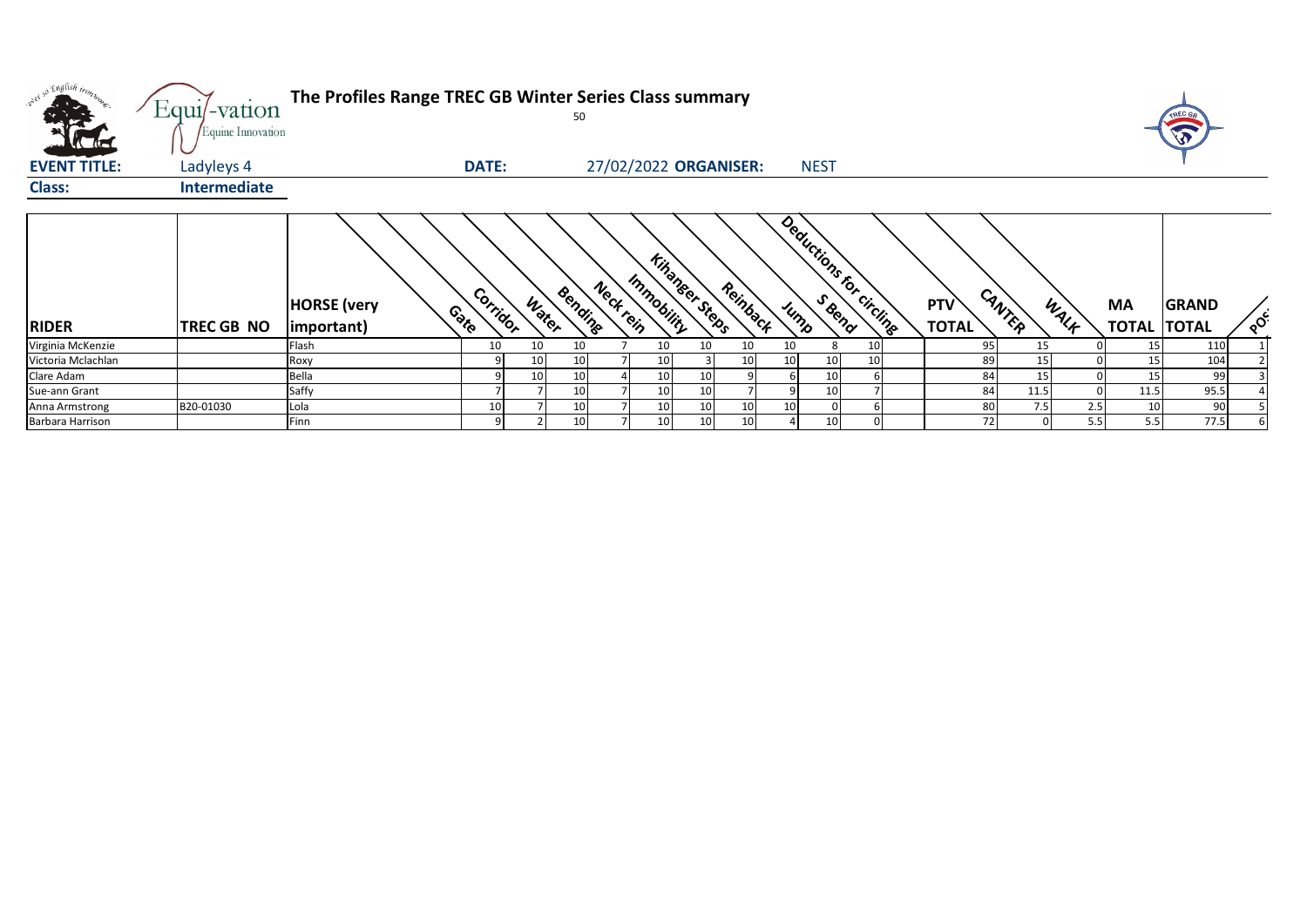# The Profiles Range TREC GB Winter Series Class summary

50

**EVENT TITLE:** Ladyleys 4 **DATE:** 27/02/2022 **ORGANISER:** NEST

**Class:** Intermediate

| RIDER | TREC GB NO | HORSE (very important) | Gate | Corridor | Water | Bending | Neck rein | Immobility | Kihanger Steps | Reinback | Jump | S Bend | Deductions for circling | PTV TOTAL | CANTER | WALK | MA TOTAL | GRAND TOTAL | POS |
|---|---|---|---|---|---|---|---|---|---|---|---|---|---|---|---|---|---|---|---|
| Virginia McKenzie | | Flash | 10 | 10 | 10 | 7 | 10 | 10 | 10 | 10 | 8 | 10 | | 95 | 15 | 0 | 15 | 110 | 1 |
| Victoria Mclachlan | | Roxy | 9 | 10 | 10 | 7 | 10 | 3 | 10 | 10 | 10 | 10 | | 89 | 15 | 0 | 15 | 104 | 2 |
| Clare Adam | | Bella | 9 | 10 | 10 | 4 | 10 | 10 | 9 | 6 | 10 | 6 | | 84 | 15 | 0 | 15 | 99 | 3 |
| Sue-ann Grant | | Saffy | 7 | 7 | 10 | 7 | 10 | 10 | 7 | 9 | 10 | 7 | | 84 | 11.5 | 0 | 11.5 | 95.5 | 4 |
| Anna Armstrong | B20-01030 | Lola | 10 | 7 | 10 | 7 | 10 | 10 | 10 | 10 | 0 | 6 | | 80 | 7.5 | 2.5 | 10 | 90 | 5 |
| Barbara Harrison | | Finn | 9 | 2 | 10 | 7 | 10 | 10 | 10 | 4 | 10 | 0 | | 72 | 0 | 5.5 | 5.5 | 77.5 | 6 |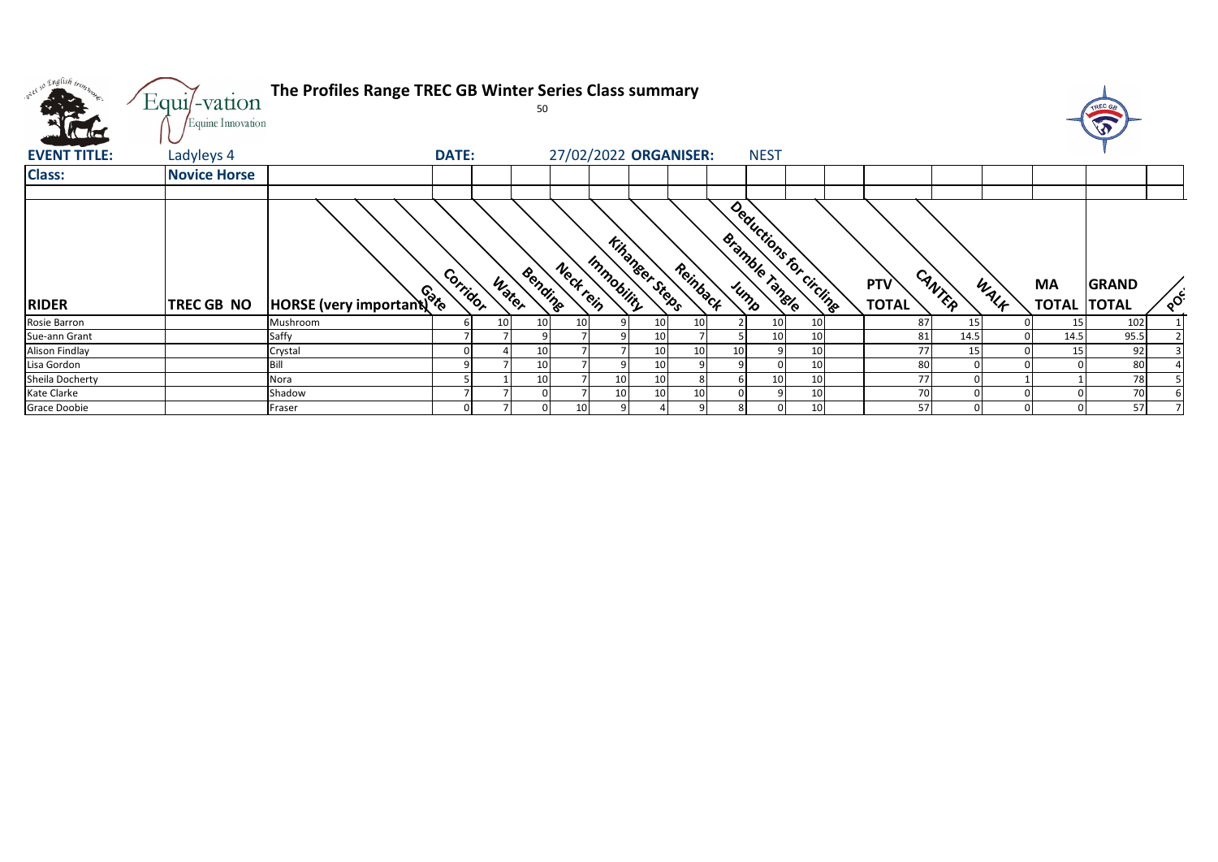# The Profiles Range TREC GB Winter Series Class summary

50

| **EVENT TITLE:** | Ladyleys 4 | **DATE:** | 27/02/2022 | **ORGANISER:** | NEST |
|---|---|---|---|---|---|
| **Class:** | **Novice Horse** | | | | |

| RIDER | TREC GB NO | HORSE (very important) | Gate | Corridor | Water | Bending | Neck rein | Immobility | Kihanger Steps | Reinback | Jump | Bramble Tangle | Deductions for circling | PTV TOTAL | CANTER | WALK | MA TOTAL | GRAND TOTAL | POS |
|---|---|---|---|---|---|---|---|---|---|---|---|---|---|---|---|---|---|---|---|
| Rosie Barron | | Mushroom | 6 | 10 | 10 | 10 | 9 | 10 | 10 | 2 | 10 | 10 | | 87 | 15 | 0 | 15 | 102 | 1 |
| Sue-ann Grant | | Saffy | 7 | 7 | 9 | 7 | 9 | 10 | 7 | 5 | 10 | 10 | | 81 | 14.5 | 0 | 14.5 | 95.5 | 2 |
| Alison Findlay | | Crystal | 0 | 4 | 10 | 7 | 7 | 10 | 10 | 10 | 9 | 10 | | 77 | 15 | 0 | 15 | 92 | 3 |
| Lisa Gordon | | Bill | 9 | 7 | 10 | 7 | 9 | 10 | 9 | 9 | 0 | 10 | | 80 | 0 | 0 | 0 | 80 | 4 |
| Sheila Docherty | | Nora | 5 | 1 | 10 | 7 | 10 | 10 | 8 | 6 | 10 | 10 | | 77 | 0 | 1 | 1 | 78 | 5 |
| Kate Clarke | | Shadow | 7 | 7 | 0 | 7 | 10 | 10 | 10 | 0 | 9 | 10 | | 70 | 0 | 0 | 0 | 70 | 6 |
| Grace Doobie | | Fraser | 0 | 7 | 0 | 10 | 9 | 4 | 9 | 8 | 0 | 10 | | 57 | 0 | 0 | 0 | 57 | 7 |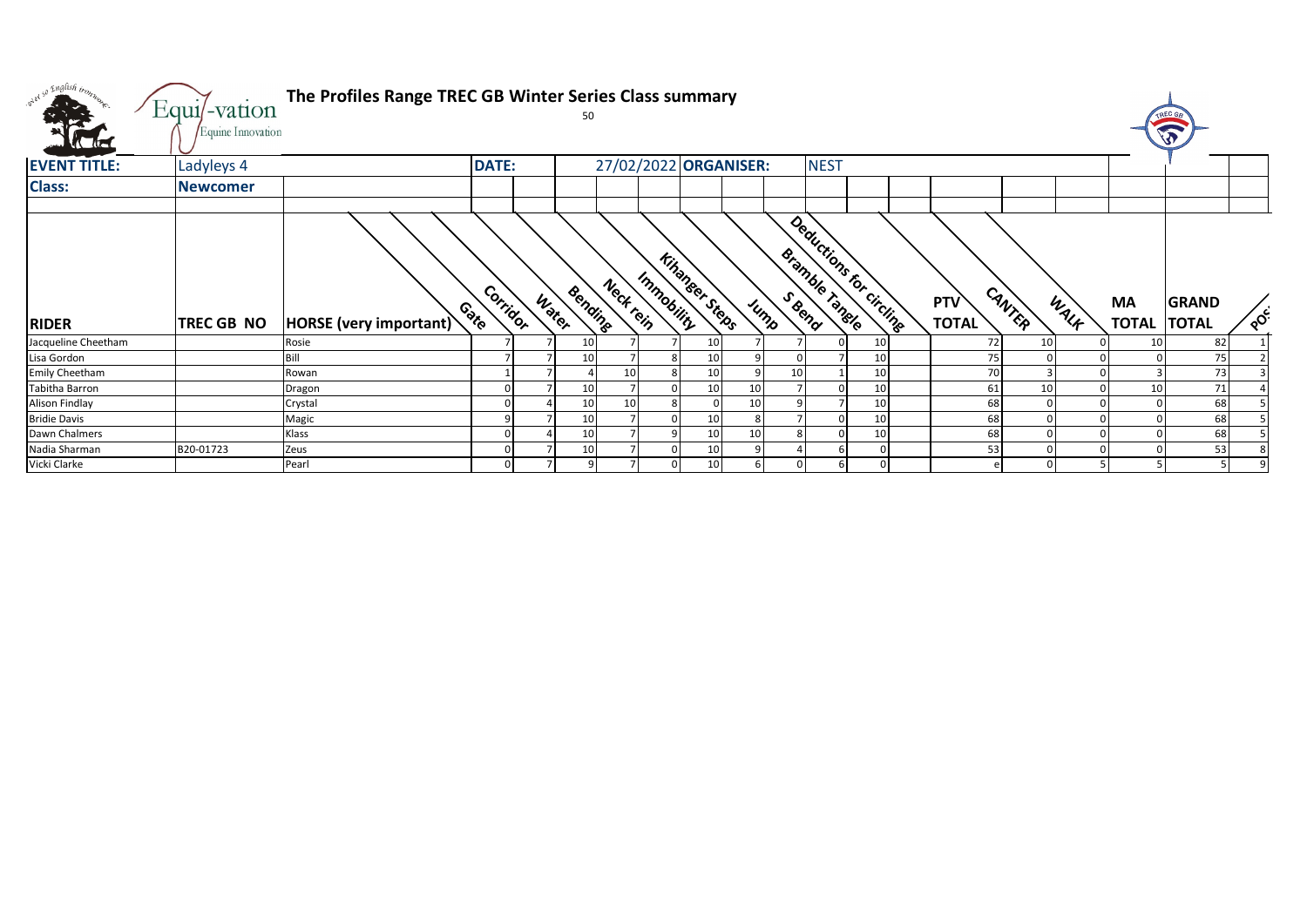# The Profiles Range TREC GB Winter Series Class summary

50

| **EVENT TITLE:** | Ladyleys 4 | | **DATE:** | 27/02/2022 | **ORGANISER:** | NEST |
|---|---|---|---|---|---|---|
| **Class:** | **Newcomer** | | | | | |

| RIDER | TREC GB NO | HORSE (very important) | Gate | Corridor | Water | Bending | Neck rein | Immobility | Kihanger Steps | Jump | S Bend | Bramble Tangle | Deductions for circling | PTV TOTAL | CANTER | WALK | MA TOTAL | GRAND TOTAL | POS |
|---|---|---|---|---|---|---|---|---|---|---|---|---|---|---|---|---|---|---|---|
| Jacqueline Cheetham | | Rosie | 7 | 7 | 10 | 7 | 7 | 10 | 7 | 7 | 0 | 10 | | 72 | 10 | 0 | 10 | 82 | 1 |
| Lisa Gordon | | Bill | 7 | 7 | 10 | 7 | 8 | 10 | 9 | 0 | 7 | 10 | | 75 | 0 | 0 | 0 | 75 | 2 |
| Emily Cheetham | | Rowan | 1 | 7 | 4 | 10 | 8 | 10 | 9 | 10 | 1 | 10 | | 70 | 3 | 0 | 3 | 73 | 3 |
| Tabitha Barron | | Dragon | 0 | 7 | 10 | 7 | 0 | 10 | 10 | 7 | 0 | 10 | | 61 | 10 | 0 | 10 | 71 | 4 |
| Alison Findlay | | Crystal | 0 | 4 | 10 | 10 | 8 | 0 | 10 | 9 | 7 | 10 | | 68 | 0 | 0 | 0 | 68 | 5 |
| Bridie Davis | | Magic | 9 | 7 | 10 | 7 | 0 | 10 | 8 | 7 | 0 | 10 | | 68 | 0 | 0 | 0 | 68 | 5 |
| Dawn Chalmers | | Klass | 0 | 4 | 10 | 7 | 9 | 10 | 10 | 8 | 0 | 10 | | 68 | 0 | 0 | 0 | 68 | 5 |
| Nadia Sharman | B20-01723 | Zeus | 0 | 7 | 10 | 7 | 0 | 10 | 9 | 4 | 6 | 0 | | 53 | 0 | 0 | 0 | 53 | 8 |
| Vicki Clarke | | Pearl | 0 | 7 | 9 | 7 | 0 | 10 | 6 | 0 | 6 | 0 | | e | 0 | 5 | 5 | 5 | 9 |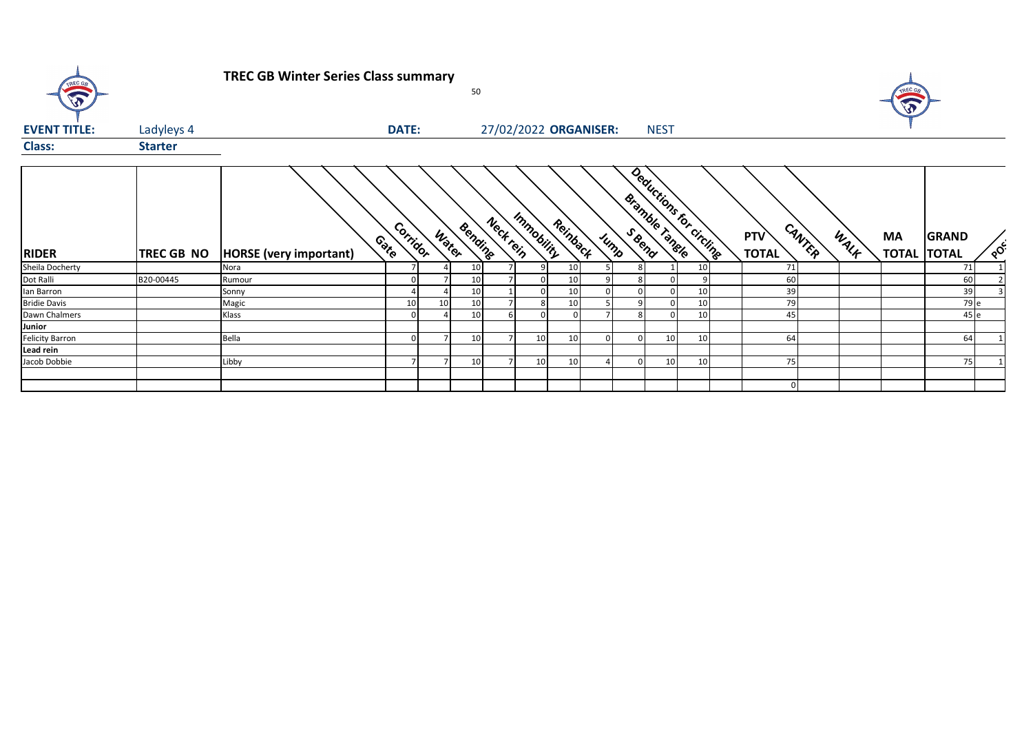# TREC GB Winter Series Class summary

50

**EVENT TITLE:** Ladyleys 4 **DATE:** 27/02/2022 **ORGANISER:** NEST

**Class:** **Starter**

| RIDER | TREC GB NO | HORSE (very important) | Gate | Corridor | Water | Bending | Neck rein | Immobility | Reinback | Jump | S Bend | Bramble Tangle | Deductions for circling | PTV TOTAL | CANTER | WALK | MA TOTAL | GRAND TOTAL | POS |
|---|---|---|---|---|---|---|---|---|---|---|---|---|---|---|---|---|---|---|---|
| Sheila Docherty | | Nora | 7 | 4 | 10 | 7 | 9 | 10 | 5 | 8 | 1 | 10 | 71 | | | | 71 | 1 |
| Dot Ralli | B20-00445 | Rumour | 0 | 7 | 10 | 7 | 0 | 10 | 9 | 8 | 0 | 9 | 60 | | | | 60 | 2 |
| Ian Barron | | Sonny | 4 | 4 | 10 | 1 | 0 | 10 | 0 | 0 | 0 | 10 | 39 | | | | 39 | 3 |
| Bridie Davis | | Magic | 10 | 10 | 10 | 7 | 8 | 10 | 5 | 9 | 0 | 10 | 79 | | | | 79 | e |
| Dawn Chalmers | | Klass | 0 | 4 | 10 | 6 | 0 | 0 | 7 | 8 | 0 | 10 | 45 | | | | 45 | e |
| **Junior** | | | | | | | | | | | | | | | | | | |
| Felicity Barron | | Bella | 0 | 7 | 10 | 7 | 10 | 10 | 0 | 0 | 10 | 10 | 64 | | | | 64 | 1 |
| **Lead rein** | | | | | | | | | | | | | | | | | | |
| Jacob Dobbie | | Libby | 7 | 7 | 10 | 7 | 10 | 10 | 4 | 0 | 10 | 10 | 75 | | | | 75 | 1 |
| | | | | | | | | | | | | | | | | | | |
| | | | | | | | | | | | | | 0 | | | | | |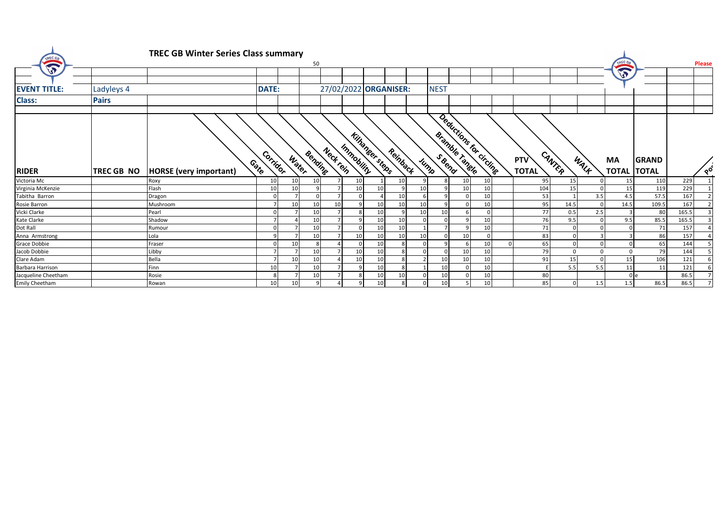# TREC GB Winter Series Class summary

50

Please

**EVENT TITLE:** Ladyleys 4 **DATE:** 27/02/2022 **ORGANISER:** NEST

**Class:** **Pairs**

| RIDER | TREC GB NO | HORSE (very important) | Gate | Corridor | Water | Bending | Neck rein | Immobility | Kilhanger steps | Reinback | Jump | S Bend | Bramble Tangle | Deductions for circling | PTV TOTAL | CANTER | WALK | MA TOTAL | GRAND TOTAL | | Pos. |
|---|---|---|---|---|---|---|---|---|---|---|---|---|---|---|---|---|---|---|---|---|---|
| Victoria Mc | | Roxy | 10 | 10 | 10 | 7 | 10 | 1 | 10 | 9 | 8 | 10 | 10 | | 95 | 15 | 0 | 15 | 110 | 229 | 1 |
| Virginia McKenzie | | Flash | 10 | 10 | 9 | 7 | 10 | 10 | 9 | 10 | 9 | 10 | 10 | | 104 | 15 | 0 | 15 | 119 | 229 | 1 |
| Tabitha Barron | | Dragon | 0 | 7 | 0 | 7 | 0 | 4 | 10 | 6 | 9 | 0 | 10 | | 53 | 1 | 3.5 | 4.5 | 57.5 | 167 | 2 |
| Rosie Barron | | Mushroom | 7 | 10 | 10 | 10 | 9 | 10 | 10 | 10 | 9 | 0 | 10 | | 95 | 14.5 | 0 | 14.5 | 109.5 | 167 | 2 |
| Vicki Clarke | | Pearl | 0 | 7 | 10 | 7 | 8 | 10 | 9 | 10 | 10 | 6 | 0 | | 77 | 0.5 | 2.5 | 3 | 80 | 165.5 | 3 |
| Kate Clarke | | Shadow | 7 | 4 | 10 | 7 | 9 | 10 | 10 | 0 | 0 | 9 | 10 | | 76 | 9.5 | 0 | 9.5 | 85.5 | 165.5 | 3 |
| Dot Rall | | Rumour | 0 | 7 | 10 | 7 | 0 | 10 | 10 | 1 | 7 | 9 | 10 | | 71 | 0 | 0 | 0 | 71 | 157 | 4 |
| Anna Armstrong | | Lola | 9 | 7 | 10 | 7 | 10 | 10 | 10 | 10 | 0 | 10 | 0 | | 83 | 0 | 3 | 3 | 86 | 157 | 4 |
| Grace Dobbie | | Fraser | 0 | 10 | 8 | 4 | 0 | 10 | 8 | 0 | 9 | 6 | 10 | 0 | 65 | 0 | 0 | 0 | 65 | 144 | 5 |
| Jacob Dobbie | | Libby | 7 | 7 | 10 | 7 | 10 | 10 | 8 | 0 | 0 | 10 | 10 | | 79 | 0 | 0 | 0 | 79 | 144 | 5 |
| Clare Adam | | Bella | 7 | 10 | 10 | 4 | 10 | 10 | 8 | 2 | 10 | 10 | 10 | | 91 | 15 | 0 | 15 | 106 | 121 | 6 |
| Barbara Harrison | | Finn | 10 | 7 | 10 | 7 | 9 | 10 | 8 | 1 | 10 | 0 | 10 | | E | 5.5 | 5.5 | 11 | 11 | 121 | 6 |
| Jacqueline Cheetham | | Rosie | 8 | 7 | 10 | 7 | 8 | 10 | 10 | 0 | 10 | 0 | 10 | | 80 | | | 0 | e | 86.5 | 7 |
| Emily Cheetham | | Rowan | 10 | 10 | 9 | 4 | 9 | 10 | 8 | 0 | 10 | 5 | 10 | | 85 | 0 | 1.5 | 1.5 | 86.5 | 86.5 | 7 |